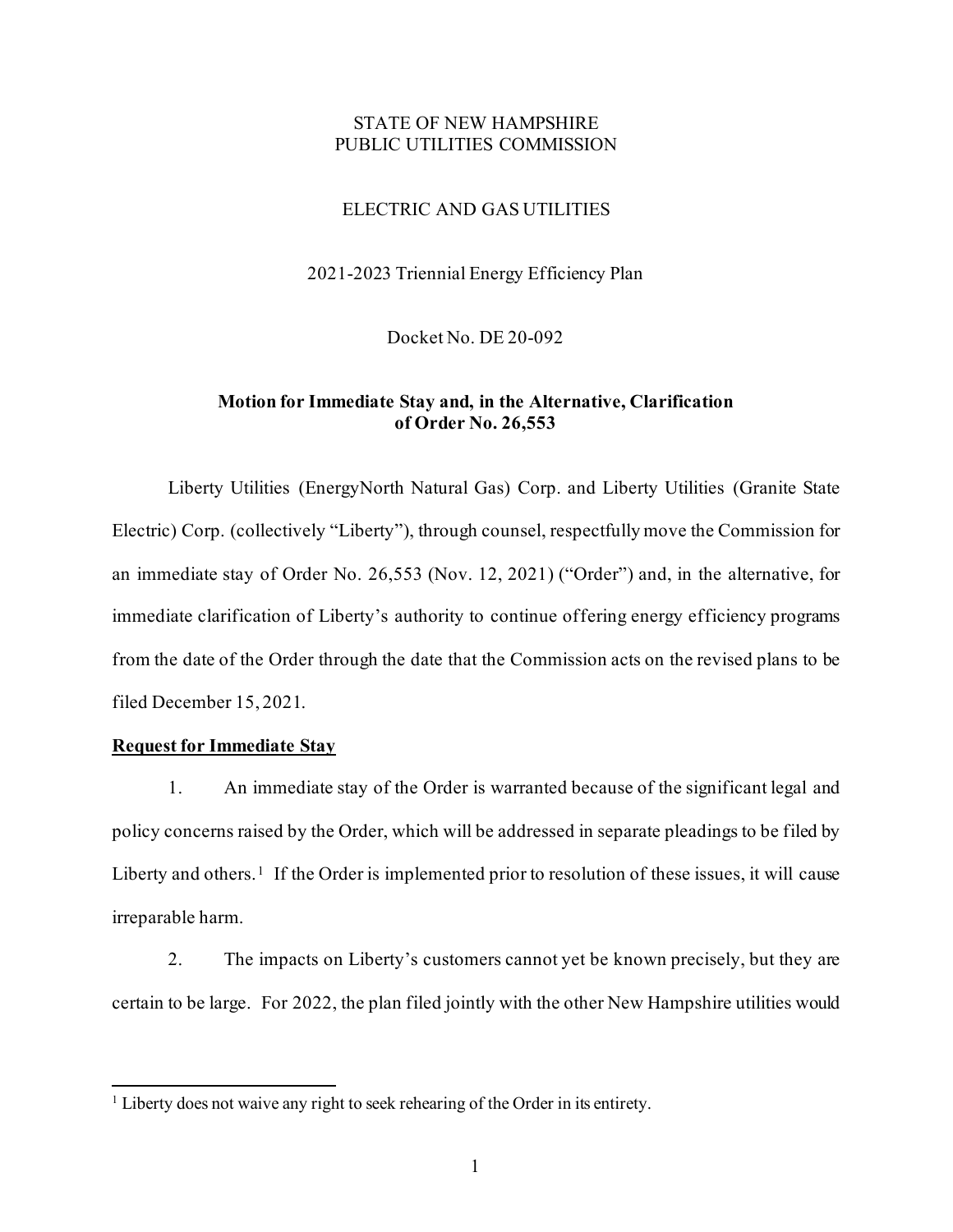STATE OF NEW HAMPSHIRE
PUBLIC UTILITIES COMMISSION

ELECTRIC AND GAS UTILITIES

2021-2023 Triennial Energy Efficiency Plan

Docket No. DE 20-092

**Motion for Immediate Stay and, in the Alternative, Clarification of Order No. 26,553**

Liberty Utilities (EnergyNorth Natural Gas) Corp. and Liberty Utilities (Granite State Electric) Corp. (collectively "Liberty"), through counsel, respectfully move the Commission for an immediate stay of Order No. 26,553 (Nov. 12, 2021) ("Order") and, in the alternative, for immediate clarification of Liberty's authority to continue offering energy efficiency programs from the date of the Order through the date that the Commission acts on the revised plans to be filed December 15, 2021.

**Request for Immediate Stay**

1. An immediate stay of the Order is warranted because of the significant legal and policy concerns raised by the Order, which will be addressed in separate pleadings to be filed by Liberty and others.[1] If the Order is implemented prior to resolution of these issues, it will cause irreparable harm.

2. The impacts on Liberty's customers cannot yet be known precisely, but they are certain to be large. For 2022, the plan filed jointly with the other New Hampshire utilities would

[1] Liberty does not waive any right to seek rehearing of the Order in its entirety.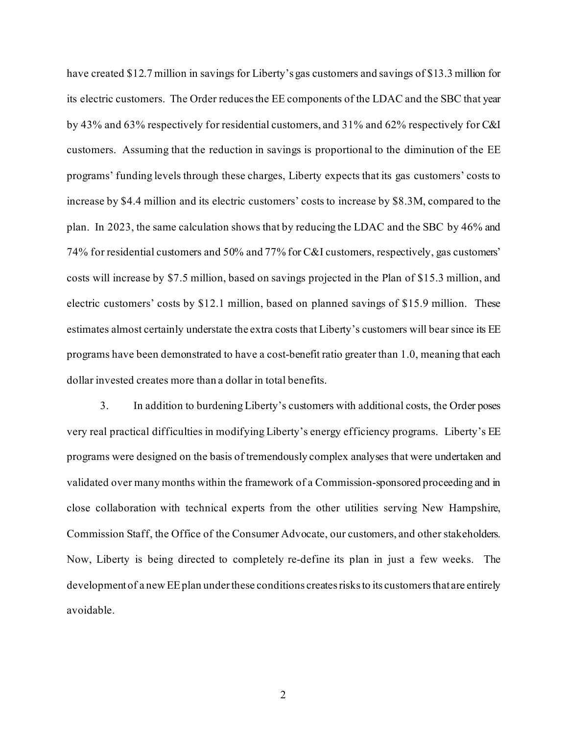have created \$12.7 million in savings for Liberty's gas customers and savings of \$13.3 million for its electric customers. The Order reduces the EE components of the LDAC and the SBC that year by 43% and 63% respectively for residential customers, and 31% and 62% respectively for C&I customers. Assuming that the reduction in savings is proportional to the diminution of the EE programs' funding levels through these charges, Liberty expects that its gas customers' costs to increase by \$4.4 million and its electric customers' costs to increase by \$8.3M, compared to the plan. In 2023, the same calculation shows that by reducing the LDAC and the SBC by 46% and 74% for residential customers and 50% and 77% for C&I customers, respectively, gas customers' costs will increase by \$7.5 million, based on savings projected in the Plan of \$15.3 million, and electric customers' costs by \$12.1 million, based on planned savings of \$15.9 million. These estimates almost certainly understate the extra costs that Liberty's customers will bear since its EE programs have been demonstrated to have a cost-benefit ratio greater than 1.0, meaning that each dollar invested creates more than a dollar in total benefits.

3. In addition to burdening Liberty's customers with additional costs, the Order poses very real practical difficulties in modifying Liberty's energy efficiency programs. Liberty's EE programs were designed on the basis of tremendously complex analyses that were undertaken and validated over many months within the framework of a Commission-sponsored proceeding and in close collaboration with technical experts from the other utilities serving New Hampshire, Commission Staff, the Office of the Consumer Advocate, our customers, and other stakeholders. Now, Liberty is being directed to completely re-define its plan in just a few weeks. The development of a new EE plan under these conditions creates risks to its customers that are entirely avoidable.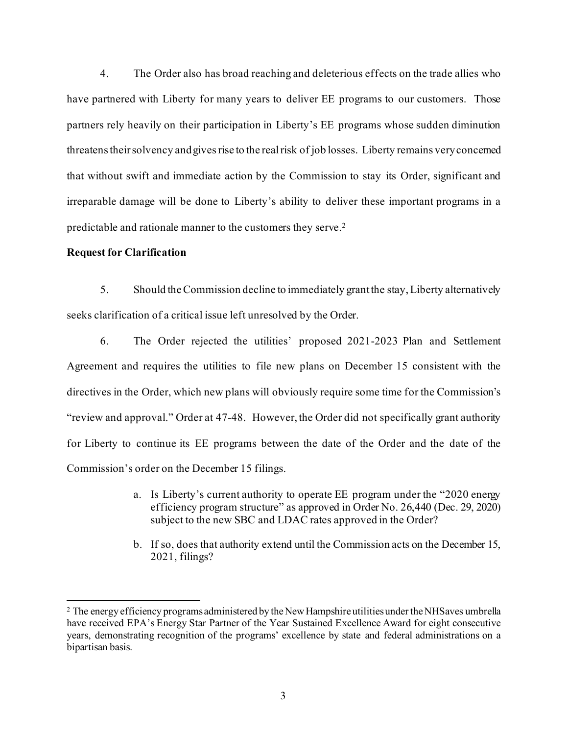4. The Order also has broad reaching and deleterious effects on the trade allies who have partnered with Liberty for many years to deliver EE programs to our customers. Those partners rely heavily on their participation in Liberty's EE programs whose sudden diminution threatens their solvency and gives rise to the real risk of job losses. Liberty remains very concerned that without swift and immediate action by the Commission to stay its Order, significant and irreparable damage will be done to Liberty's ability to deliver these important programs in a predictable and rationale manner to the customers they serve.[2]

**Request for Clarification**

5. Should the Commission decline to immediately grant the stay, Liberty alternatively seeks clarification of a critical issue left unresolved by the Order.

6. The Order rejected the utilities' proposed 2021-2023 Plan and Settlement Agreement and requires the utilities to file new plans on December 15 consistent with the directives in the Order, which new plans will obviously require some time for the Commission's "review and approval." Order at 47-48. However, the Order did not specifically grant authority for Liberty to continue its EE programs between the date of the Order and the date of the Commission's order on the December 15 filings.

   a. Is Liberty's current authority to operate EE program under the "2020 energy efficiency program structure" as approved in Order No. 26,440 (Dec. 29, 2020) subject to the new SBC and LDAC rates approved in the Order?

   b. If so, does that authority extend until the Commission acts on the December 15, 2021, filings?

---

[2] The energy efficiency programs administered by the New Hampshire utilities under the NHSaves umbrella have received EPA's Energy Star Partner of the Year Sustained Excellence Award for eight consecutive years, demonstrating recognition of the programs' excellence by state and federal administrations on a bipartisan basis.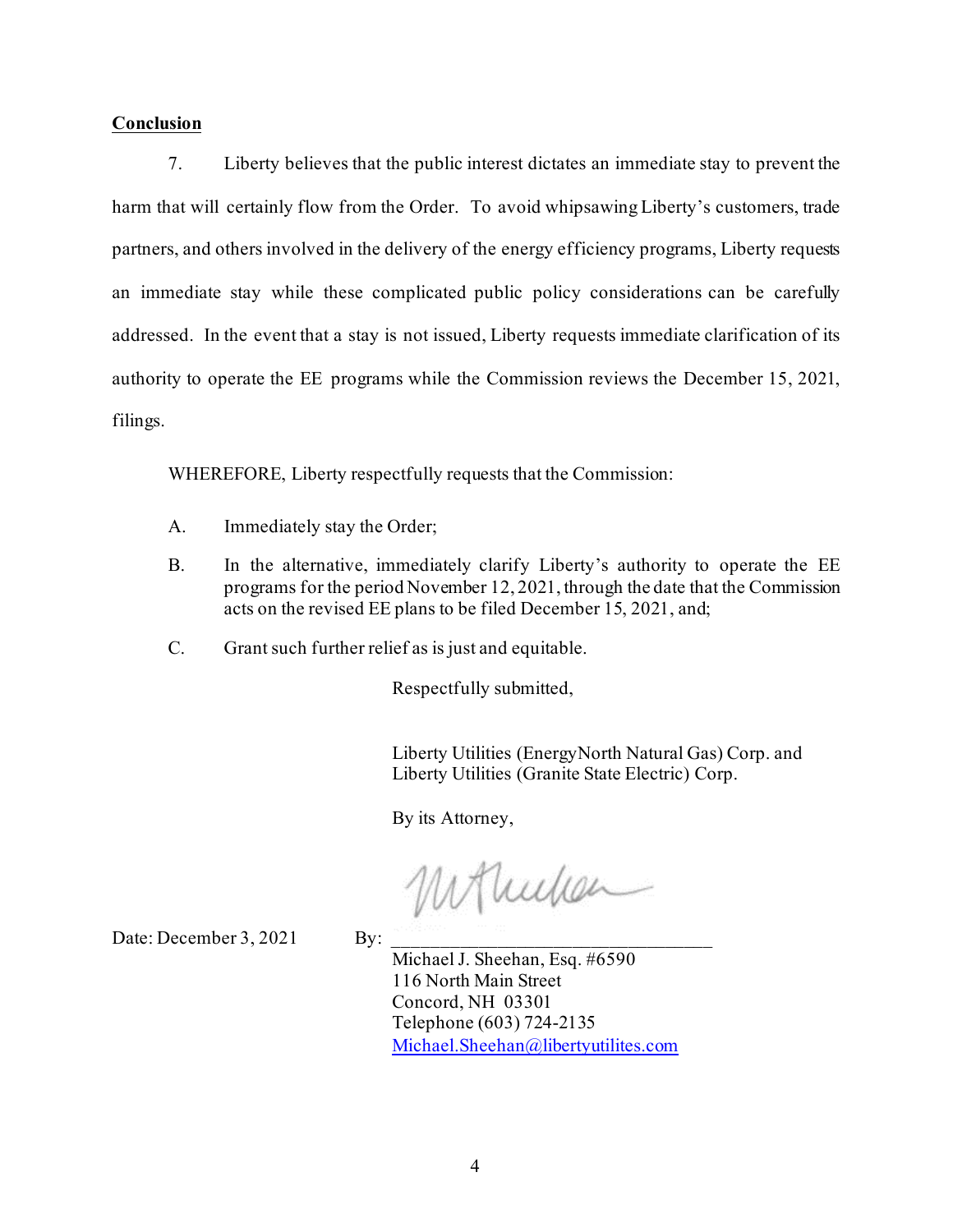**Conclusion**

7. Liberty believes that the public interest dictates an immediate stay to prevent the harm that will certainly flow from the Order. To avoid whipsawing Liberty's customers, trade partners, and others involved in the delivery of the energy efficiency programs, Liberty requests an immediate stay while these complicated public policy considerations can be carefully addressed. In the event that a stay is not issued, Liberty requests immediate clarification of its authority to operate the EE programs while the Commission reviews the December 15, 2021, filings.

WHEREFORE, Liberty respectfully requests that the Commission:

A. Immediately stay the Order;

B. In the alternative, immediately clarify Liberty's authority to operate the EE programs for the period November 12, 2021, through the date that the Commission acts on the revised EE plans to be filed December 15, 2021, and;

C. Grant such further relief as is just and equitable.

Respectfully submitted,

Liberty Utilities (EnergyNorth Natural Gas) Corp. and
Liberty Utilities (Granite State Electric) Corp.

By its Attorney,

Date: December 3, 2021

By: ________________________________
Michael J. Sheehan, Esq. #6590
116 North Main Street
Concord, NH 03301
Telephone (603) 724-2135
Michael.Sheehan@libertyutilites.com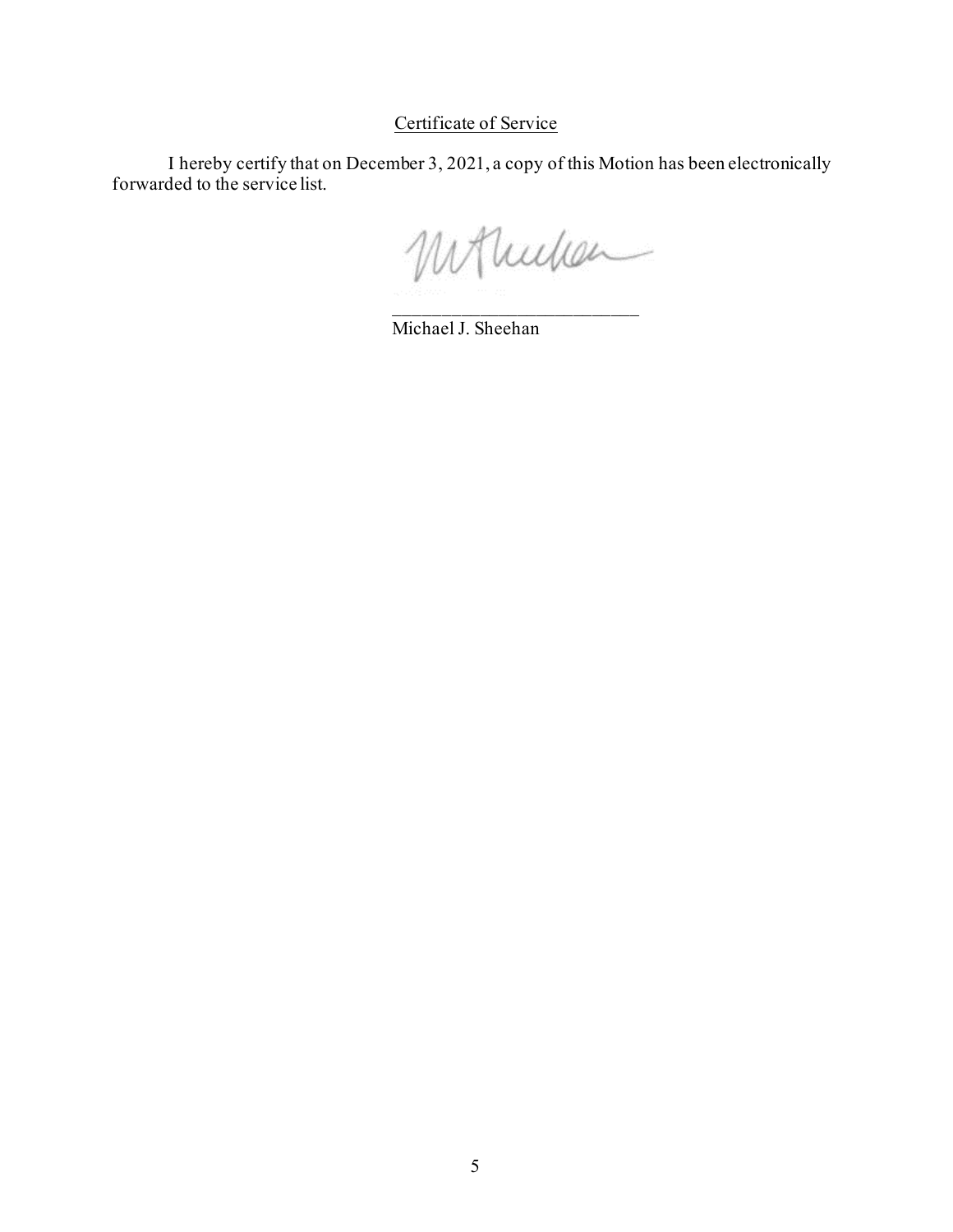Certificate of Service

I hereby certify that on December 3, 2021, a copy of this Motion has been electronically forwarded to the service list.

\_\_\_\_\_\_\_\_\_\_\_\_\_\_\_\_\_\_\_\_\_\_\_\_\_\_\_

Michael J. Sheehan